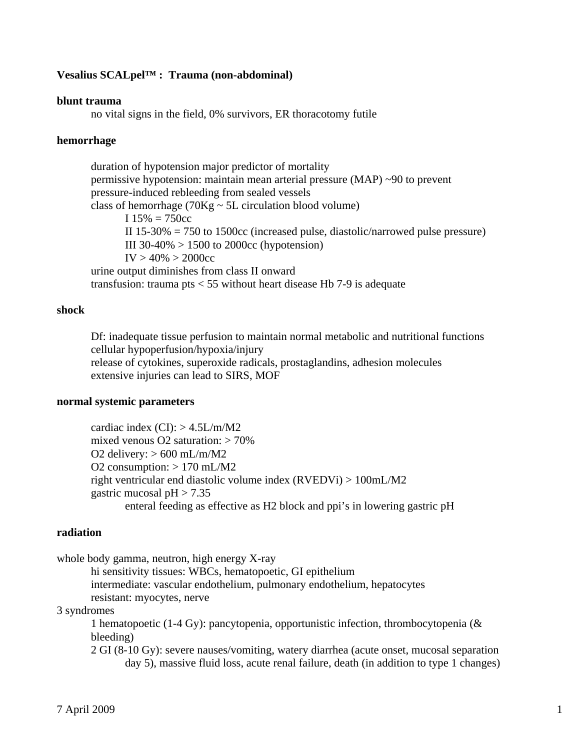**Vesalius SCALpel™ : Trauma (non-abdominal)**

**blunt trauma**

- no vital signs in the field, 0% survivors, ER thoracotomy futile

**hemorrhage**

- duration of hypotension major predictor of mortality
- permissive hypotension: maintain mean arterial pressure (MAP) ~90 to prevent pressure-induced rebleeding from sealed vessels
- class of hemorrhage (70Kg ~ 5L circulation blood volume)
  - I 15% = 750cc
  - II 15-30% = 750 to 1500cc (increased pulse, diastolic/narrowed pulse pressure)
  - III 30-40% > 1500 to 2000cc (hypotension)
  - IV > 40% > 2000cc
- urine output diminishes from class II onward
- transfusion: trauma pts < 55 without heart disease Hb 7-9 is adequate

**shock**

- Df: inadequate tissue perfusion to maintain normal metabolic and nutritional functions
- cellular hypoperfusion/hypoxia/injury
- release of cytokines, superoxide radicals, prostaglandins, adhesion molecules
- extensive injuries can lead to SIRS, MOF

**normal systemic parameters**

- cardiac index (CI): > 4.5L/m/M2
- mixed venous O2 saturation: > 70%
- O2 delivery: > 600 mL/m/M2
- O2 consumption: > 170 mL/M2
- right ventricular end diastolic volume index (RVEDVi) > 100mL/M2
- gastric mucosal pH > 7.35
  - enteral feeding as effective as H2 block and ppi's in lowering gastric pH

**radiation**

whole body gamma, neutron, high energy X-ray

- hi sensitivity tissues: WBCs, hematopoetic, GI epithelium
- intermediate: vascular endothelium, pulmonary endothelium, hepatocytes
- resistant: myocytes, nerve

3 syndromes

- 1 hematopoetic (1-4 Gy): pancytopenia, opportunistic infection, thrombocytopenia (& bleeding)
- 2 GI (8-10 Gy): severe nauses/vomiting, watery diarrhea (acute onset, mucosal separation day 5), massive fluid loss, acute renal failure, death (in addition to type 1 changes)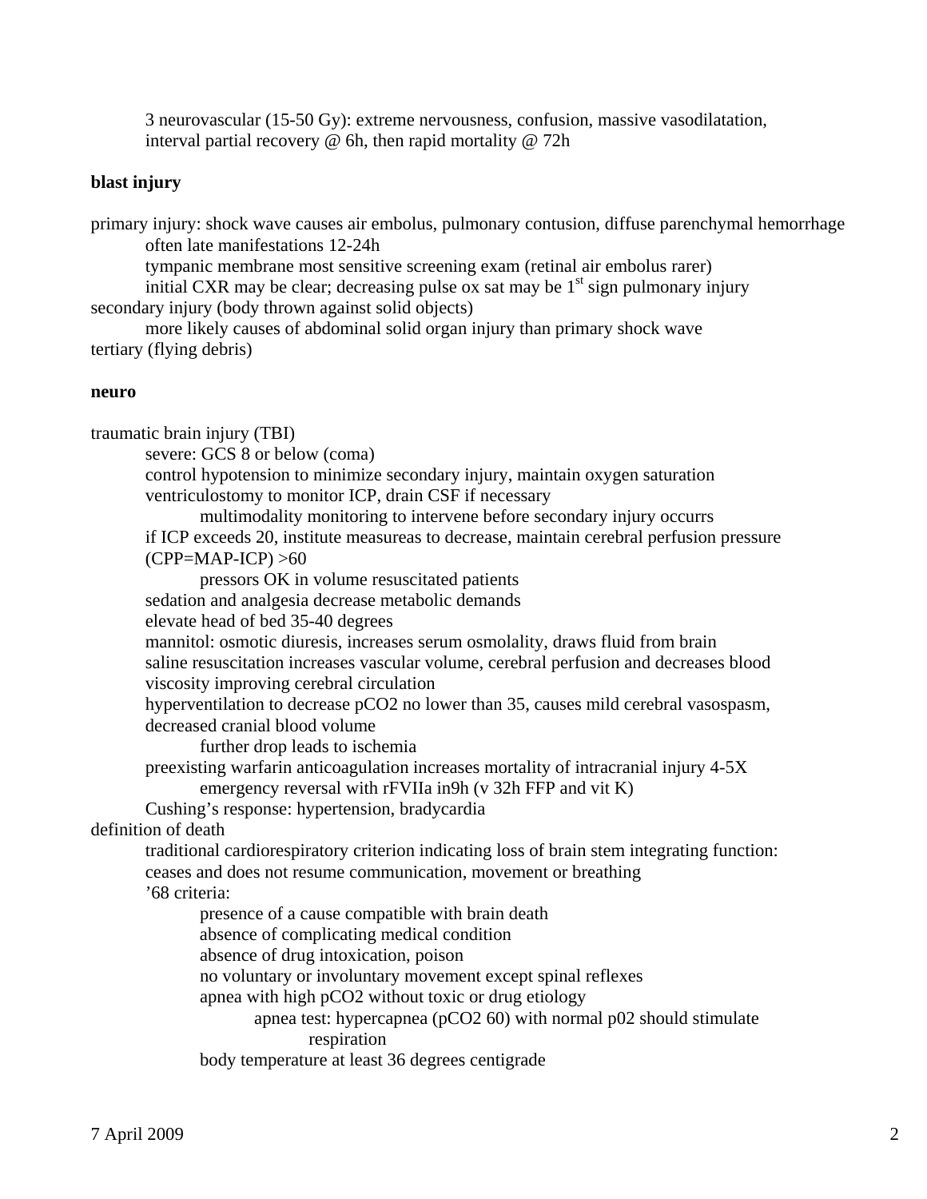3 neurovascular (15-50 Gy): extreme nervousness, confusion, massive vasodilatation, interval partial recovery @ 6h, then rapid mortality @ 72h

**blast injury**

primary injury: shock wave causes air embolus, pulmonary contusion, diffuse parenchymal hemorrhage
- often late manifestations 12-24h
- tympanic membrane most sensitive screening exam (retinal air embolus rarer)
- initial CXR may be clear; decreasing pulse ox sat may be 1st sign pulmonary injury

secondary injury (body thrown against solid objects)
- more likely causes of abdominal solid organ injury than primary shock wave

tertiary (flying debris)

**neuro**

traumatic brain injury (TBI)
- severe: GCS 8 or below (coma)
- control hypotension to minimize secondary injury, maintain oxygen saturation
- ventriculostomy to monitor ICP, drain CSF if necessary
  - multimodality monitoring to intervene before secondary injury occurrs
- if ICP exceeds 20, institute measureas to decrease, maintain cerebral perfusion pressure (CPP=MAP-ICP) >60
  - pressors OK in volume resuscitated patients
- sedation and analgesia decrease metabolic demands
- elevate head of bed 35-40 degrees
- mannitol: osmotic diuresis, increases serum osmolality, draws fluid from brain
- saline resuscitation increases vascular volume, cerebral perfusion and decreases blood viscosity improving cerebral circulation
- hyperventilation to decrease pCO2 no lower than 35, causes mild cerebral vasospasm, decreased cranial blood volume
  - further drop leads to ischemia
- preexisting warfarin anticoagulation increases mortality of intracranial injury 4-5X
  - emergency reversal with rFVIIa in9h (v 32h FFP and vit K)
- Cushing's response: hypertension, bradycardia

definition of death
- traditional cardiorespiratory criterion indicating loss of brain stem integrating function: ceases and does not resume communication, movement or breathing
- '68 criteria:
  - presence of a cause compatible with brain death
  - absence of complicating medical condition
  - absence of drug intoxication, poison
  - no voluntary or involuntary movement except spinal reflexes
  - apnea with high pCO2 without toxic or drug etiology
    - apnea test: hypercapnea (pCO2 60) with normal p02 should stimulate respiration
  - body temperature at least 36 degrees centigrade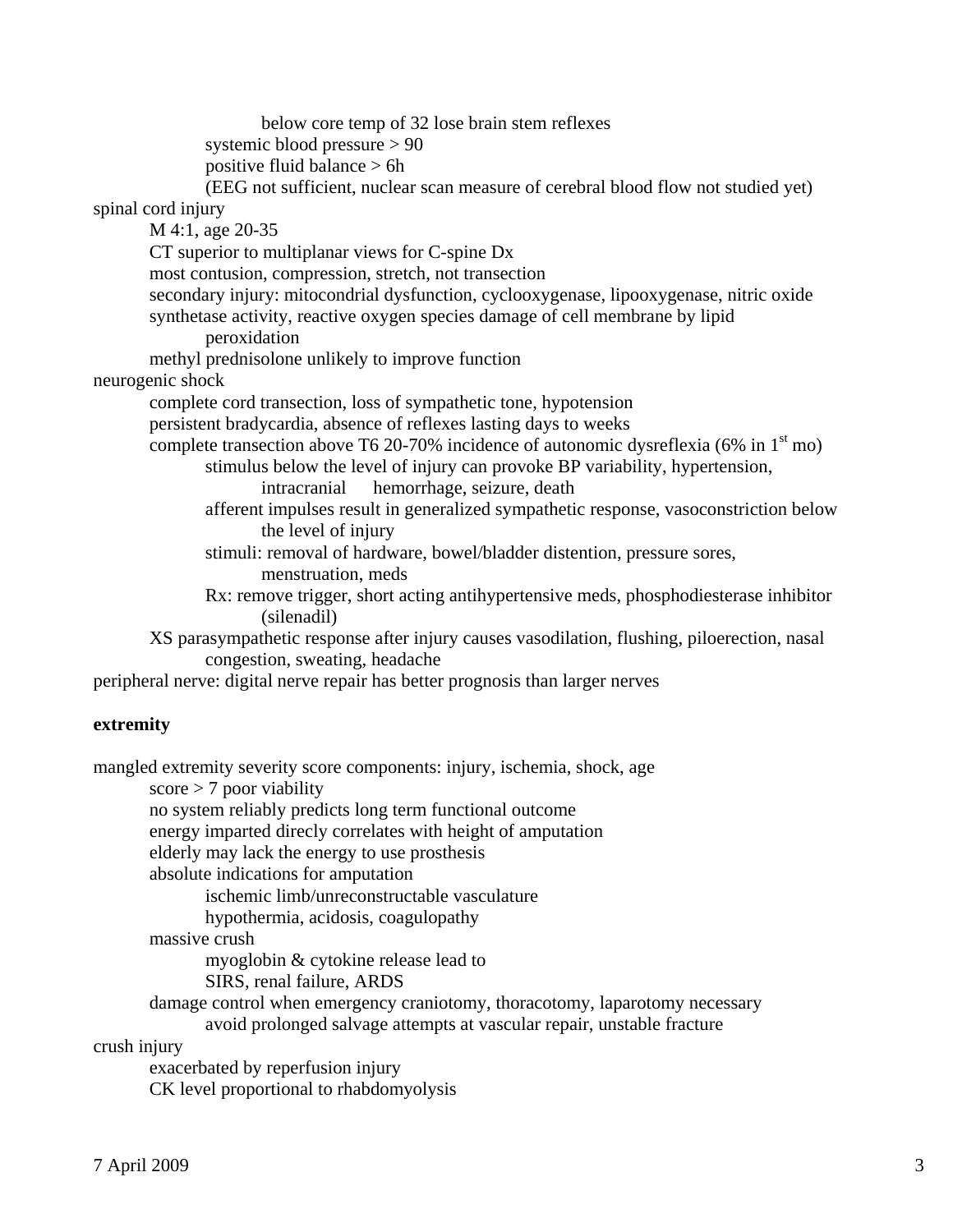- below core temp of 32 lose brain stem reflexes
  - systemic blood pressure > 90
  - positive fluid balance > 6h
  - (EEG not sufficient, nuclear scan measure of cerebral blood flow not studied yet)

spinal cord injury
- M 4:1, age 20-35
- CT superior to multiplanar views for C-spine Dx
- most contusion, compression, stretch, not transection
- secondary injury: mitocondrial dysfunction, cyclooxygenase, lipooxygenase, nitric oxide synthetase activity, reactive oxygen species damage of cell membrane by lipid peroxidation
- methyl prednisolone unlikely to improve function

neurogenic shock
- complete cord transection, loss of sympathetic tone, hypotension
- persistent bradycardia, absence of reflexes lasting days to weeks
- complete transection above T6 20-70% incidence of autonomic dysreflexia (6% in 1st mo)
  - stimulus below the level of injury can provoke BP variability, hypertension, intracranial hemorrhage, seizure, death
  - afferent impulses result in generalized sympathetic response, vasoconstriction below the level of injury
  - stimuli: removal of hardware, bowel/bladder distention, pressure sores, menstruation, meds
  - Rx: remove trigger, short acting antihypertensive meds, phosphodiesterase inhibitor (silenadil)
- XS parasympathetic response after injury causes vasodilation, flushing, piloerection, nasal congestion, sweating, headache

peripheral nerve: digital nerve repair has better prognosis than larger nerves

**extremity**

mangled extremity severity score components: injury, ischemia, shock, age
- score > 7 poor viability
- no system reliably predicts long term functional outcome
- energy imparted direcly correlates with height of amputation
- elderly may lack the energy to use prosthesis
- absolute indications for amputation
  - ischemic limb/unreconstructable vasculature
  - hypothermia, acidosis, coagulopathy
- massive crush
  - myoglobin & cytokine release lead to
  - SIRS, renal failure, ARDS
- damage control when emergency craniotomy, thoracotomy, laparotomy necessary
  - avoid prolonged salvage attempts at vascular repair, unstable fracture

crush injury
- exacerbated by reperfusion injury
- CK level proportional to rhabdomyolysis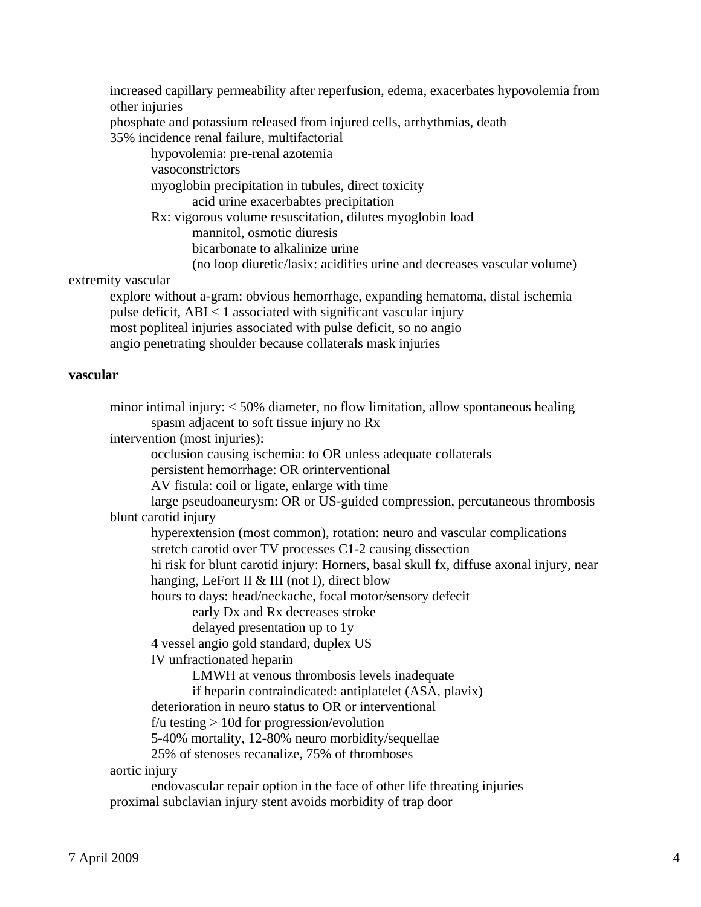- increased capillary permeability after reperfusion, edema, exacerbates hypovolemia from other injuries
- phosphate and potassium released from injured cells, arrhythmias, death
- 35% incidence renal failure, multifactorial
  - hypovolemia: pre-renal azotemia
  - vasoconstrictors
  - myoglobin precipitation in tubules, direct toxicity
    - acid urine exacerbabtes precipitation
  - Rx: vigorous volume resuscitation, dilutes myoglobin load
    - mannitol, osmotic diuresis
    - bicarbonate to alkalinize urine
    - (no loop diuretic/lasix: acidifies urine and decreases vascular volume)

extremity vascular

- explore without a-gram: obvious hemorrhage, expanding hematoma, distal ischemia
- pulse deficit, ABI < 1 associated with significant vascular injury
- most popliteal injuries associated with pulse deficit, so no angio
- angio penetrating shoulder because collaterals mask injuries

**vascular**

- minor intimal injury: < 50% diameter, no flow limitation, allow spontaneous healing
  - spasm adjacent to soft tissue injury no Rx
- intervention (most injuries):
  - occlusion causing ischemia: to OR unless adequate collaterals
  - persistent hemorrhage: OR orinterventional
  - AV fistula: coil or ligate, enlarge with time
  - large pseudoaneurysm: OR or US-guided compression, percutaneous thrombosis
- blunt carotid injury
  - hyperextension (most common), rotation: neuro and vascular complications
  - stretch carotid over TV processes C1-2 causing dissection
  - hi risk for blunt carotid injury: Horners, basal skull fx, diffuse axonal injury, near hanging, LeFort II & III (not I), direct blow
  - hours to days: head/neckache, focal motor/sensory defecit
    - early Dx and Rx decreases stroke
    - delayed presentation up to 1y
  - 4 vessel angio gold standard, duplex US
  - IV unfractionated heparin
    - LMWH at venous thrombosis levels inadequate
    - if heparin contraindicated: antiplatelet (ASA, plavix)
  - deterioration in neuro status to OR or interventional
  - f/u testing > 10d for progression/evolution
  - 5-40% mortality, 12-80% neuro morbidity/sequellae
  - 25% of stenoses recanalize, 75% of thromboses
- aortic injury
  - endovascular repair option in the face of other life threating injuries
- proximal subclavian injury stent avoids morbidity of trap door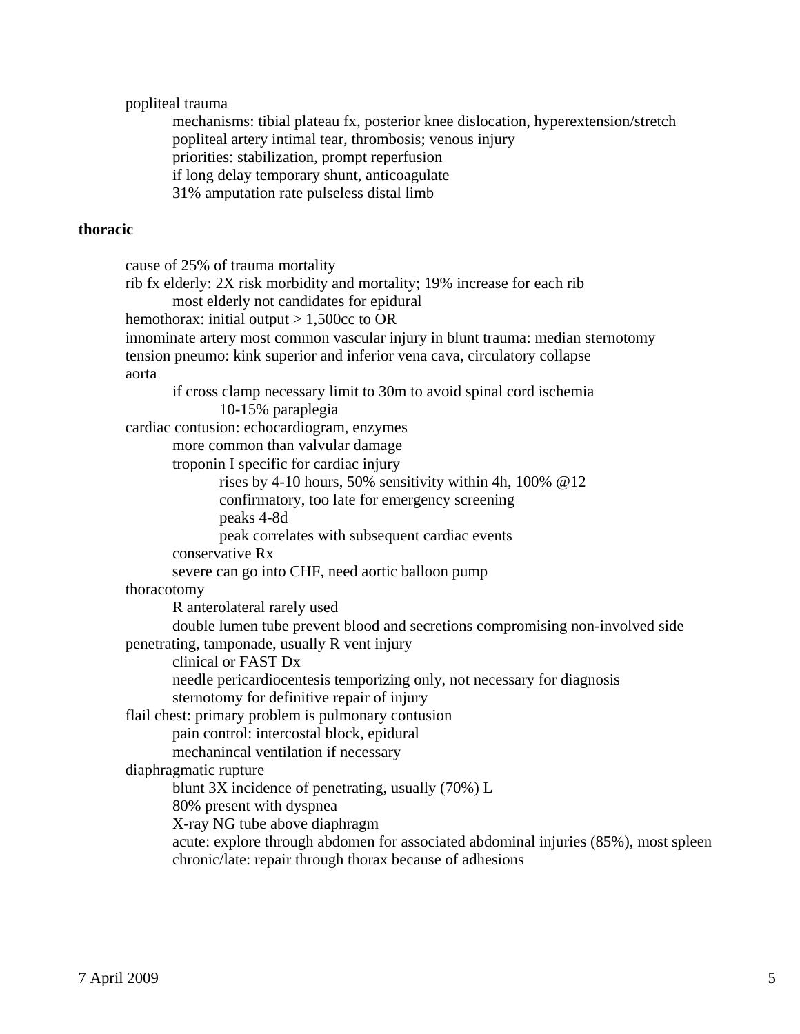- popliteal trauma
  - mechanisms: tibial plateau fx, posterior knee dislocation, hyperextension/stretch
  - popliteal artery intimal tear, thrombosis; venous injury
  - priorities: stabilization, prompt reperfusion
  - if long delay temporary shunt, anticoagulate
  - 31% amputation rate pulseless distal limb

**thoracic**

- cause of 25% of trauma mortality
- rib fx elderly: 2X risk morbidity and mortality; 19% increase for each rib
  - most elderly not candidates for epidural
- hemothorax: initial output > 1,500cc to OR
- innominate artery most common vascular injury in blunt trauma: median sternotomy
- tension pneumo: kink superior and inferior vena cava, circulatory collapse
- aorta
  - if cross clamp necessary limit to 30m to avoid spinal cord ischemia
    - 10-15% paraplegia
- cardiac contusion: echocardiogram, enzymes
  - more common than valvular damage
  - troponin I specific for cardiac injury
    - rises by 4-10 hours, 50% sensitivity within 4h, 100% @12
    - confirmatory, too late for emergency screening
    - peaks 4-8d
    - peak correlates with subsequent cardiac events
  - conservative Rx
  - severe can go into CHF, need aortic balloon pump
- thoracotomy
  - R anterolateral rarely used
  - double lumen tube prevent blood and secretions compromising non-involved side
- penetrating, tamponade, usually R vent injury
  - clinical or FAST Dx
  - needle pericardiocentesis temporizing only, not necessary for diagnosis
  - sternotomy for definitive repair of injury
- flail chest: primary problem is pulmonary contusion
  - pain control: intercostal block, epidural
  - mechanincal ventilation if necessary
- diaphragmatic rupture
  - blunt 3X incidence of penetrating, usually (70%) L
  - 80% present with dyspnea
  - X-ray NG tube above diaphragm
  - acute: explore through abdomen for associated abdominal injuries (85%), most spleen
  - chronic/late: repair through thorax because of adhesions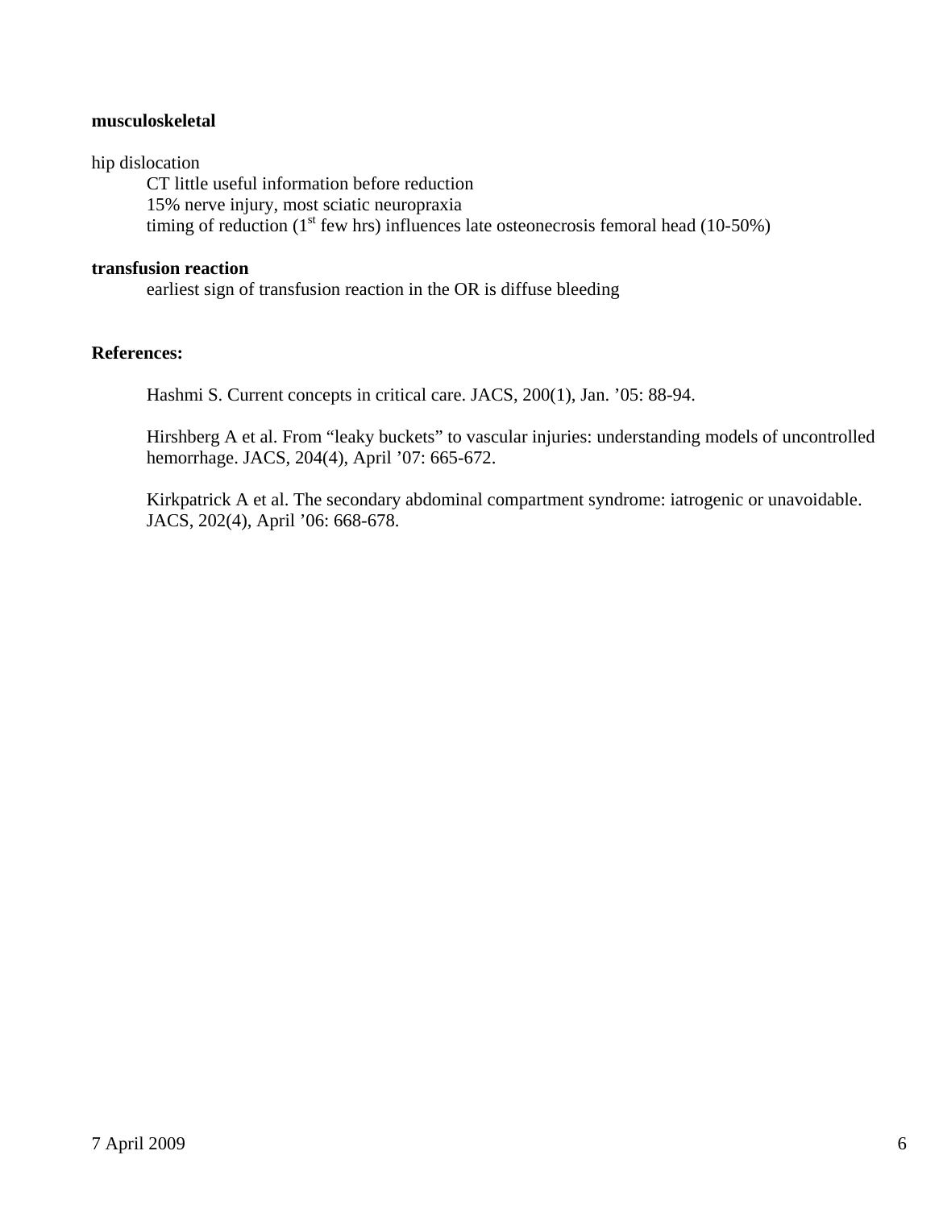**musculoskeletal**

hip dislocation

- CT little useful information before reduction
- 15% nerve injury, most sciatic neuropraxia
- timing of reduction (1st few hrs) influences late osteonecrosis femoral head (10-50%)

**transfusion reaction**

- earliest sign of transfusion reaction in the OR is diffuse bleeding

**References:**

Hashmi S. Current concepts in critical care. JACS, 200(1), Jan. '05: 88-94.

Hirshberg A et al. From "leaky buckets" to vascular injuries: understanding models of uncontrolled hemorrhage. JACS, 204(4), April '07: 665-672.

Kirkpatrick A et al. The secondary abdominal compartment syndrome: iatrogenic or unavoidable. JACS, 202(4), April '06: 668-678.